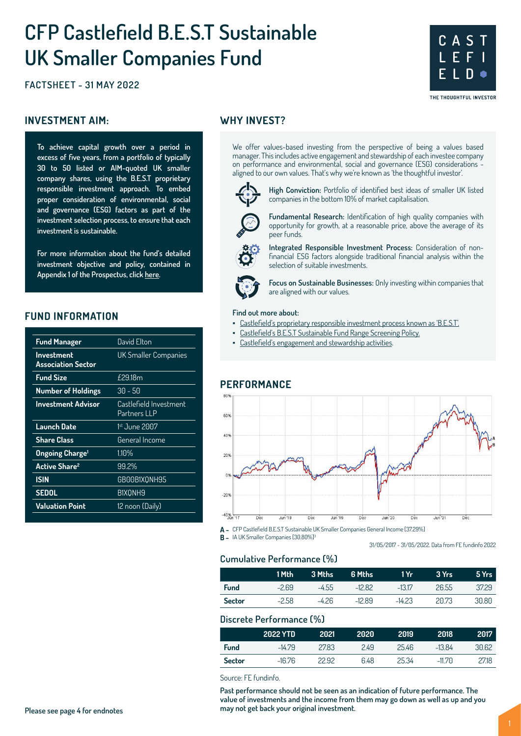# CFP Castlefield B.E.S.T Sustainable UK Smaller Companies Fund

**FACTSHEET - 31 MAY 2022**

## INVESTMENT AIM:

**To achieve capital growth over a period in excess of five years, from a portfolio of typically 30 to 50 listed or AIM-quoted UK smaller company shares, using the B.E.S.T proprietary responsible investment approach. To embed proper consideration of environmental, social and governance (ESG) factors as part of the investment selection process, to ensure that each investment is sustainable.**

**For more information about the fund's detailed investment objective and policy, contained in Appendix 1 of the Prospectus, click here.**

## FUND INFORMATION

| Fund Manager | David Elton |
|---|---|
| Investment Association Sector | UK Smaller Companies |
| Fund Size | £29.18m |
| Number of Holdings | 30 - 50 |
| Investment Advisor | Castlefield Investment Partners LLP |
| Launch Date | 1st June 2007 |
| Share Class | General Income |
| Ongoing Charge[1] | 1.10% |
| Active Share[2] | 99.2% |
| ISIN | GB00B1XQNH95 |
| SEDOL | B1XQNH9 |
| Valuation Point | 12 noon (Daily) |

## WHY INVEST?

We offer values-based investing from the perspective of being a values based manager. This includes active engagement and stewardship of each investee company on performance and environmental, social and governance (ESG) considerations - aligned to our own values. That's why we're known as 'the thoughtful investor'.

**High Conviction:** Portfolio of identified best ideas of smaller UK listed companies in the bottom 10% of market capitalisation.

**Fundamental Research:** Identification of high quality companies with opportunity for growth, at a reasonable price, above the average of its peer funds.

**Integrated Responsible Investment Process:** Consideration of non-financial ESG factors alongside traditional financial analysis within the selection of suitable investments.

**Focus on Sustainable Businesses:** Only investing within companies that are aligned with our values.

**Find out more about:**

- Castlefield's proprietary responsible investment process known as 'B.E.S.T'.
- Castlefield's B.E.S.T Sustainable Fund Range Screening Policy.
- Castlefield's engagement and stewardship activities.

## PERFORMANCE

**A -** CFP Castlefield B.E.S.T Sustainable UK Smaller Companies General Income (37.29%)
**B -** IA UK Smaller Companies (30.80%)[3]

31/05/2017 - 31/05/2022. Data from FE fundinfo 2022

### Cumulative Performance (%)

| | 1 Mth | 3 Mths | 6 Mths | 1 Yr | 3 Yrs | 5 Yrs |
|---|---|---|---|---|---|---|
| **Fund** | -2.69 | -4.55 | -12.82 | -13.17 | 26.55 | 37.29 |
| **Sector** | -2.58 | -4.26 | -12.89 | -14.23 | 20.73 | 30.80 |

### Discrete Performance (%)

| | 2022 YTD | 2021 | 2020 | 2019 | 2018 | 2017 |
|---|---|---|---|---|---|---|
| **Fund** | -14.79 | 27.83 | 2.49 | 25.46 | -13.84 | 30.62 |
| **Sector** | -16.76 | 22.92 | 6.48 | 25.34 | -11.70 | 27.18 |

Source: FE fundinfo.

**Past performance should not be seen as an indication of future performance. The value of investments and the income from them may go down as well as up and you may not get back your original investment.**

**Please see page 4 for endnotes**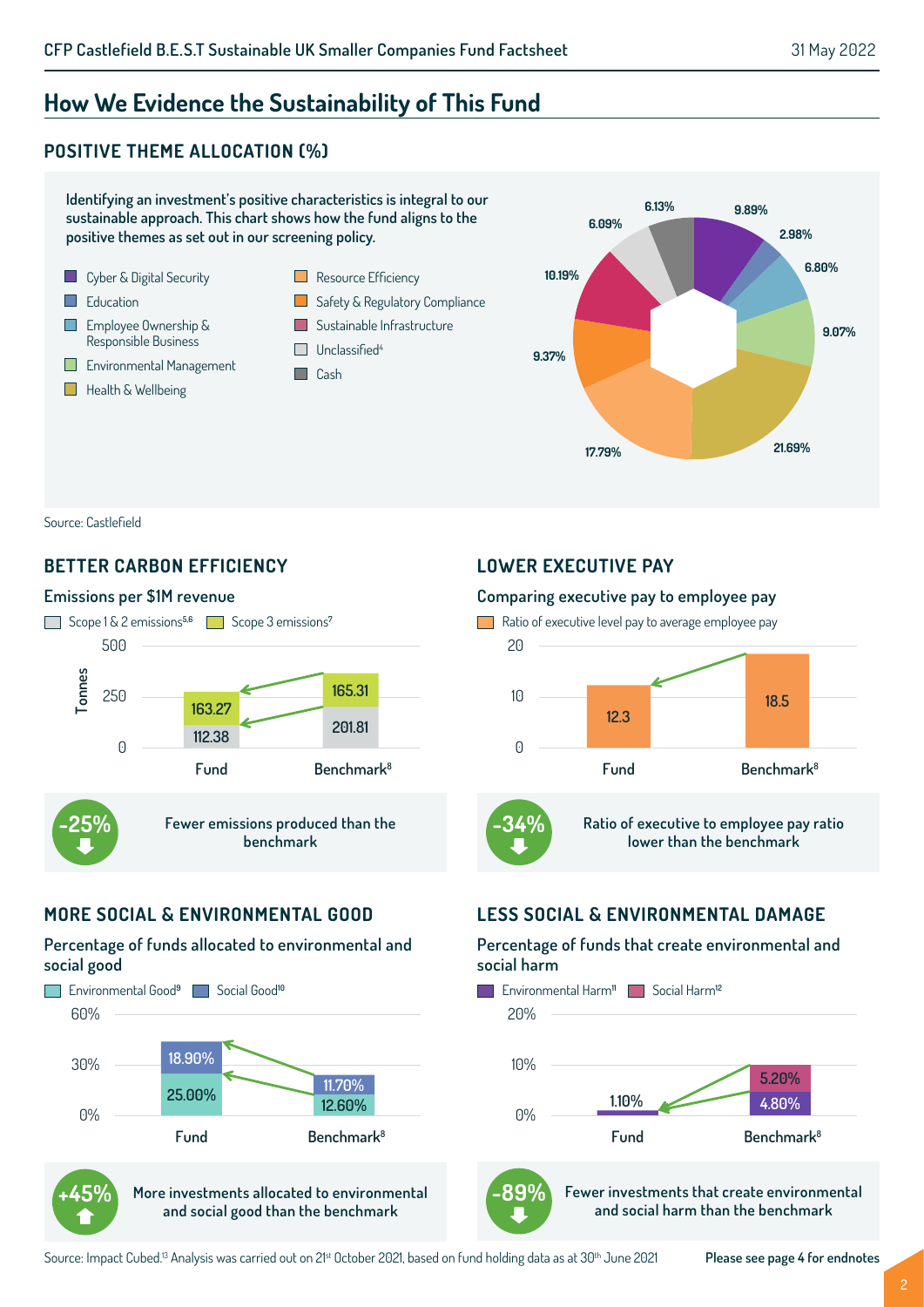# How We Evidence the Sustainability of This Fund

## POSITIVE THEME ALLOCATION (%)

Identifying an investment's positive characteristics is integral to our sustainable approach. This chart shows how the fund aligns to the positive themes as set out in our screening policy.

| Theme | Allocation (%) |
|---|---|
| Cyber & Digital Security | 9.89% |
| Education | 2.98% |
| Employee Ownership & Responsible Business | 6.80% |
| Environmental Management | 9.07% |
| Health & Wellbeing | 21.69% |
| Resource Efficiency | 17.79% |
| Safety & Regulatory Compliance | 9.37% |
| Sustainable Infrastructure | 10.19% |
| Unclassified[4] | 6.09% |
| Cash | 6.13% |

Source: Castlefield

## BETTER CARBON EFFICIENCY

### Emissions per $1M revenue

| Tonnes | Fund | Benchmark[8] |
|---|---|---|
| Scope 1 & 2 emissions[5,6] | 112.38 | 201.81 |
| Scope 3 emissions[7] | 163.27 | 165.31 |

**-25%** Fewer emissions produced than the benchmark

## LOWER EXECUTIVE PAY

### Comparing executive pay to employee pay

| | Fund | Benchmark[8] |
|---|---|---|
| Ratio of executive level pay to average employee pay | 12.3 | 18.5 |

**-34%** Ratio of executive to employee pay ratio lower than the benchmark

## MORE SOCIAL & ENVIRONMENTAL GOOD

### Percentage of funds allocated to environmental and social good

| | Fund | Benchmark[8] |
|---|---|---|
| Environmental Good[9] | 25.00% | 12.60% |
| Social Good[10] | 18.90% | 11.70% |

**+45%** More investments allocated to environmental and social good than the benchmark

## LESS SOCIAL & ENVIRONMENTAL DAMAGE

### Percentage of funds that create environmental and social harm

| | Fund | Benchmark[8] |
|---|---|---|
| Environmental Harm[11] | 1.10% | 4.80% |
| Social Harm[12] | | 5.20% |

**-89%** Fewer investments that create environmental and social harm than the benchmark

Source: Impact Cubed.[13] Analysis was carried out on 21[st] October 2021, based on fund holding data as at 30[th] June 2021

**Please see page 4 for endnotes**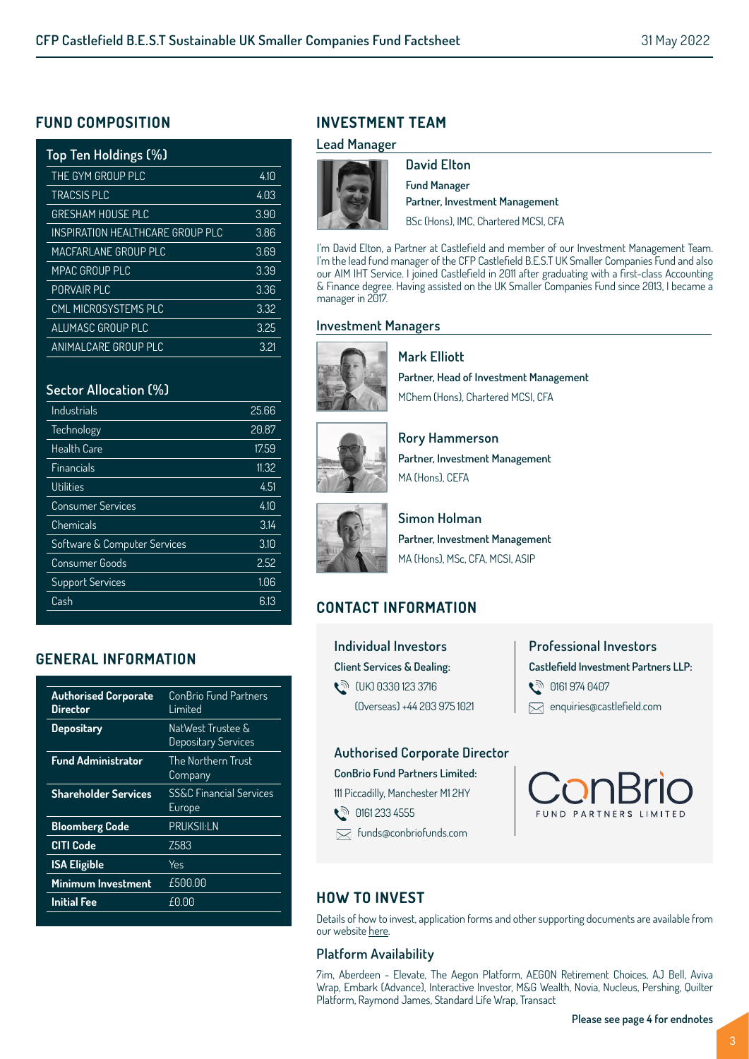## FUND COMPOSITION

| Top Ten Holdings (%) | |
|---|---|
| THE GYM GROUP PLC | 4.10 |
| TRACSIS PLC | 4.03 |
| GRESHAM HOUSE PLC | 3.90 |
| INSPIRATION HEALTHCARE GROUP PLC | 3.86 |
| MACFARLANE GROUP PLC | 3.69 |
| MPAC GROUP PLC | 3.39 |
| PORVAIR PLC | 3.36 |
| CML MICROSYSTEMS PLC | 3.32 |
| ALUMASC GROUP PLC | 3.25 |
| ANIMALCARE GROUP PLC | 3.21 |

| Sector Allocation (%) | |
|---|---|
| Industrials | 25.66 |
| Technology | 20.87 |
| Health Care | 17.59 |
| Financials | 11.32 |
| Utilities | 4.51 |
| Consumer Services | 4.10 |
| Chemicals | 3.14 |
| Software & Computer Services | 3.10 |
| Consumer Goods | 2.52 |
| Support Services | 1.06 |
| Cash | 6.13 |

## GENERAL INFORMATION

| | |
|---|---|
| **Authorised Corporate Director** | ConBrio Fund Partners Limited |
| **Depositary** | NatWest Trustee & Depositary Services |
| **Fund Administrator** | The Northern Trust Company |
| **Shareholder Services** | SS&C Financial Services Europe |
| **Bloomberg Code** | PRUKSII:LN |
| **CITI Code** | Z583 |
| **ISA Eligible** | Yes |
| **Minimum Investment** | £500.00 |
| **Initial Fee** | £0.00 |

## INVESTMENT TEAM

### Lead Manager

**David Elton**
**Fund Manager**
**Partner, Investment Management**
BSc (Hons), IMC, Chartered MCSI, CFA

I'm David Elton, a Partner at Castlefield and member of our Investment Management Team. I'm the lead fund manager of the CFP Castlefield B.E.S.T UK Smaller Companies Fund and also our AIM IHT Service. I joined Castlefield in 2011 after graduating with a first-class Accounting & Finance degree. Having assisted on the UK Smaller Companies Fund since 2013, I became a manager in 2017.

### Investment Managers

**Mark Elliott**
**Partner, Head of Investment Management**
MChem (Hons), Chartered MCSI, CFA

**Rory Hammerson**
**Partner, Investment Management**
MA (Hons), CEFA

**Simon Holman**
**Partner, Investment Management**
MA (Hons), MSc, CFA, MCSI, ASIP

## CONTACT INFORMATION

### Individual Investors

**Client Services & Dealing:**
(UK) 0330 123 3716
(Overseas) +44 203 975 1021

### Professional Investors

**Castlefield Investment Partners LLP:**
0161 974 0407
enquiries@castlefield.com

### Authorised Corporate Director

**ConBrio Fund Partners Limited:**
111 Piccadilly, Manchester M1 2HY
0161 233 4555
funds@conbriofunds.com

ConBrio FUND PARTNERS LIMITED

## HOW TO INVEST

Details of how to invest, application forms and other supporting documents are available from our website here.

### Platform Availability

7im, Aberdeen - Elevate, The Aegon Platform, AEGON Retirement Choices, AJ Bell, Aviva Wrap, Embark (Advance), Interactive Investor, M&G Wealth, Novia, Nucleus, Pershing, Quilter Platform, Raymond James, Standard Life Wrap, Transact

**Please see page 4 for endnotes**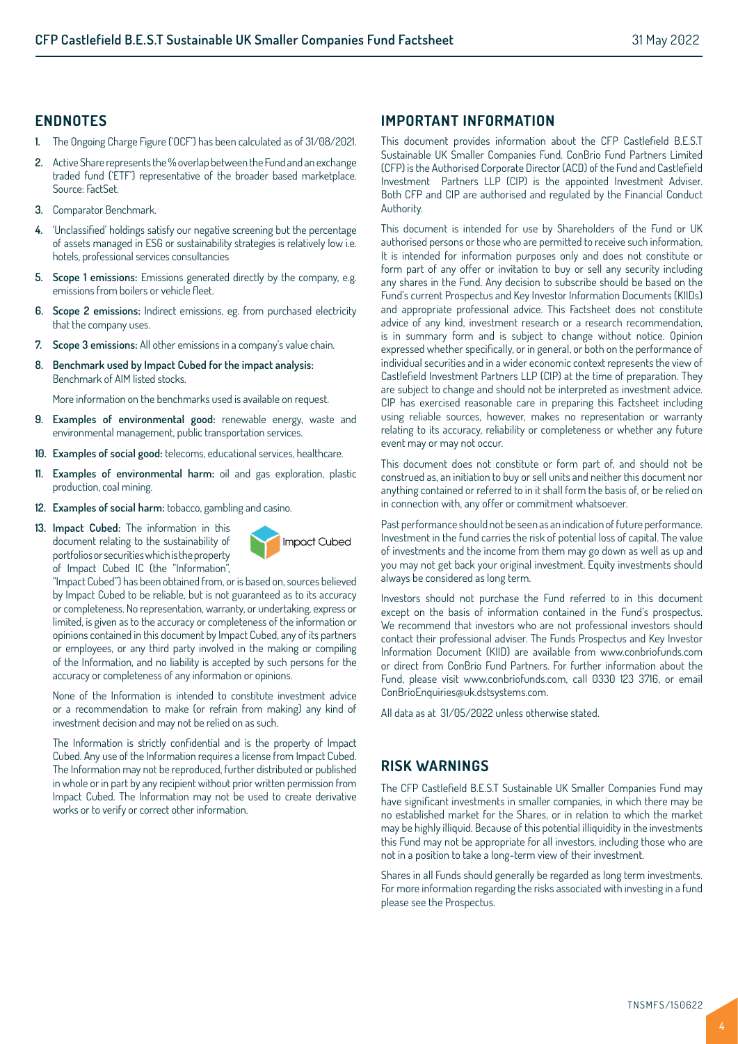## ENDNOTES

1. The Ongoing Charge Figure ("OCF") has been calculated as of 31/08/2021.
2. Active Share represents the % overlap between the Fund and an exchange traded fund ("ETF") representative of the broader based marketplace. Source: FactSet.
3. Comparator Benchmark.
4. 'Unclassified' holdings satisfy our negative screening but the percentage of assets managed in ESG or sustainability strategies is relatively low i.e. hotels, professional services consultancies
5. **Scope 1 emissions:** Emissions generated directly by the company, e.g. emissions from boilers or vehicle fleet.
6. **Scope 2 emissions:** Indirect emissions, eg. from purchased electricity that the company uses.
7. **Scope 3 emissions:** All other emissions in a company's value chain.
8. **Benchmark used by Impact Cubed for the impact analysis:** Benchmark of AIM listed stocks.

   More information on the benchmarks used is available on request.
9. **Examples of environmental good:** renewable energy, waste and environmental management, public transportation services.
10. **Examples of social good:** telecoms, educational services, healthcare.
11. **Examples of environmental harm:** oil and gas exploration, plastic production, coal mining.
12. **Examples of social harm:** tobacco, gambling and casino.
13. **Impact Cubed:** The information in this document relating to the sustainability of portfolios or securities which is the property of Impact Cubed IC (the "Information", "Impact Cubed") has been obtained from, or is based on, sources believed by Impact Cubed to be reliable, but is not guaranteed as to its accuracy or completeness. No representation, warranty, or undertaking, express or limited, is given as to the accuracy or completeness of the information or opinions contained in this document by Impact Cubed, any of its partners or employees, or any third party involved in the making or compiling of the Information, and no liability is accepted by such persons for the accuracy or completeness of any information or opinions.

    None of the Information is intended to constitute investment advice or a recommendation to make (or refrain from making) any kind of investment decision and may not be relied on as such.

    The Information is strictly confidential and is the property of Impact Cubed. Any use of the Information requires a license from Impact Cubed. The Information may not be reproduced, further distributed or published in whole or in part by any recipient without prior written permission from Impact Cubed. The Information may not be used to create derivative works or to verify or correct other information.

## IMPORTANT INFORMATION

This document provides information about the CFP Castlefield B.E.S.T Sustainable UK Smaller Companies Fund. ConBrio Fund Partners Limited (CFP) is the Authorised Corporate Director (ACD) of the Fund and Castlefield Investment Partners LLP (CIP) is the appointed Investment Adviser. Both CFP and CIP are authorised and regulated by the Financial Conduct Authority.

This document is intended for use by Shareholders of the Fund or UK authorised persons or those who are permitted to receive such information. It is intended for information purposes only and does not constitute or form part of any offer or invitation to buy or sell any security including any shares in the Fund. Any decision to subscribe should be based on the Fund's current Prospectus and Key Investor Information Documents (KIIDs) and appropriate professional advice. This Factsheet does not constitute advice of any kind, investment research or a research recommendation, is in summary form and is subject to change without notice. Opinion expressed whether specifically, or in general, or both on the performance of individual securities and in a wider economic context represents the view of Castlefield Investment Partners LLP (CIP) at the time of preparation. They are subject to change and should not be interpreted as investment advice. CIP has exercised reasonable care in preparing this Factsheet including using reliable sources, however, makes no representation or warranty relating to its accuracy, reliability or completeness or whether any future event may or may not occur.

This document does not constitute or form part of, and should not be construed as, an initiation to buy or sell units and neither this document nor anything contained or referred to in it shall form the basis of, or be relied on in connection with, any offer or commitment whatsoever.

Past performance should not be seen as an indication of future performance. Investment in the fund carries the risk of potential loss of capital. The value of investments and the income from them may go down as well as up and you may not get back your original investment. Equity investments should always be considered as long term.

Investors should not purchase the Fund referred to in this document except on the basis of information contained in the Fund's prospectus. We recommend that investors who are not professional investors should contact their professional adviser. The Funds Prospectus and Key Investor Information Document (KIID) are available from www.conbriofunds.com or direct from ConBrio Fund Partners. For further information about the Fund, please visit www.conbriofunds.com, call 0330 123 3716, or email ConBrioEnquiries@uk.dstsystems.com.

All data as at 31/05/2022 unless otherwise stated.

## RISK WARNINGS

The CFP Castlefield B.E.S.T Sustainable UK Smaller Companies Fund may have significant investments in smaller companies, in which there may be no established market for the Shares, or in relation to which the market may be highly illiquid. Because of this potential illiquidity in the investments this Fund may not be appropriate for all investors, including those who are not in a position to take a long-term view of their investment.

Shares in all Funds should generally be regarded as long term investments. For more information regarding the risks associated with investing in a fund please see the Prospectus.

TNSMFS/150622